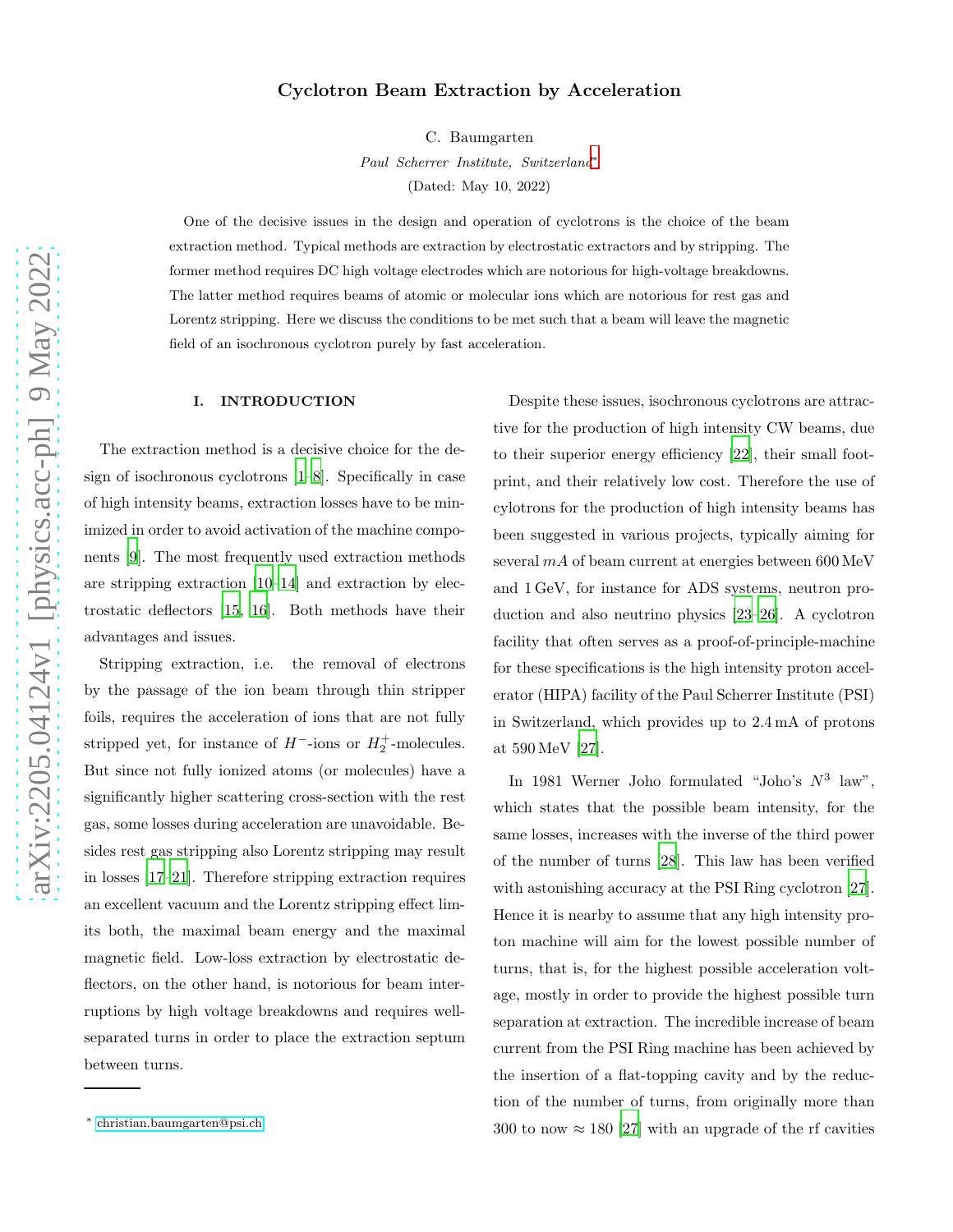# Cyclotron Beam Extraction by Acceleration

C. Baumgarten

*Paul Scherrer Institute, Switzerland*[*]

(Dated: May 10, 2022)

One of the decisive issues in the design and operation of cyclotrons is the choice of the beam extraction method. Typical methods are extraction by electrostatic extractors and by stripping. The former method requires DC high voltage electrodes which are notorious for high-voltage breakdowns. The latter method requires beams of atomic or molecular ions which are notorious for rest gas and Lorentz stripping. Here we discuss the conditions to be met such that a beam will leave the magnetic field of an isochronous cyclotron purely by fast acceleration.

## I. INTRODUCTION

The extraction method is a decisive choice for the design of isochronous cyclotrons [1–8]. Specifically in case of high intensity beams, extraction losses have to be minimized in order to avoid activation of the machine components [9]. The most frequently used extraction methods are stripping extraction [10–14] and extraction by electrostatic deflectors [15, 16]. Both methods have their advantages and issues.

Stripping extraction, i.e. the removal of electrons by the passage of the ion beam through thin stripper foils, requires the acceleration of ions that are not fully stripped yet, for instance of $H^-$-ions or $H_2^+$-molecules. But since not fully ionized atoms (or molecules) have a significantly higher scattering cross-section with the rest gas, some losses during acceleration are unavoidable. Besides rest gas stripping also Lorentz stripping may result in losses [17–21]. Therefore stripping extraction requires an excellent vacuum and the Lorentz stripping effect limits both, the maximal beam energy and the maximal magnetic field. Low-loss extraction by electrostatic deflectors, on the other hand, is notorious for beam interruptions by high voltage breakdowns and requires well-separated turns in order to place the extraction septum between turns.

Despite these issues, isochronous cyclotrons are attractive for the production of high intensity CW beams, due to their superior energy efficiency [22], their small footprint, and their relatively low cost. Therefore the use of cylotrons for the production of high intensity beams has been suggested in various projects, typically aiming for several $mA$ of beam current at energies between 600 MeV and 1 GeV, for instance for ADS systems, neutron production and also neutrino physics [23–26]. A cyclotron facility that often serves as a proof-of-principle-machine for these specifications is the high intensity proton accelerator (HIPA) facility of the Paul Scherrer Institute (PSI) in Switzerland, which provides up to 2.4 mA of protons at 590 MeV [27].

In 1981 Werner Joho formulated "Joho's $N^3$ law", which states that the possible beam intensity, for the same losses, increases with the inverse of the third power of the number of turns [28]. This law has been verified with astonishing accuracy at the PSI Ring cyclotron [27]. Hence it is nearby to assume that any high intensity proton machine will aim for the lowest possible number of turns, that is, for the highest possible acceleration voltage, mostly in order to provide the highest possible turn separation at extraction. The incredible increase of beam current from the PSI Ring machine has been achieved by the insertion of a flat-topping cavity and by the reduction of the number of turns, from originally more than 300 to now ≈ 180 [27] with an upgrade of the rf cavities

[*] christian.baumgarten@psi.ch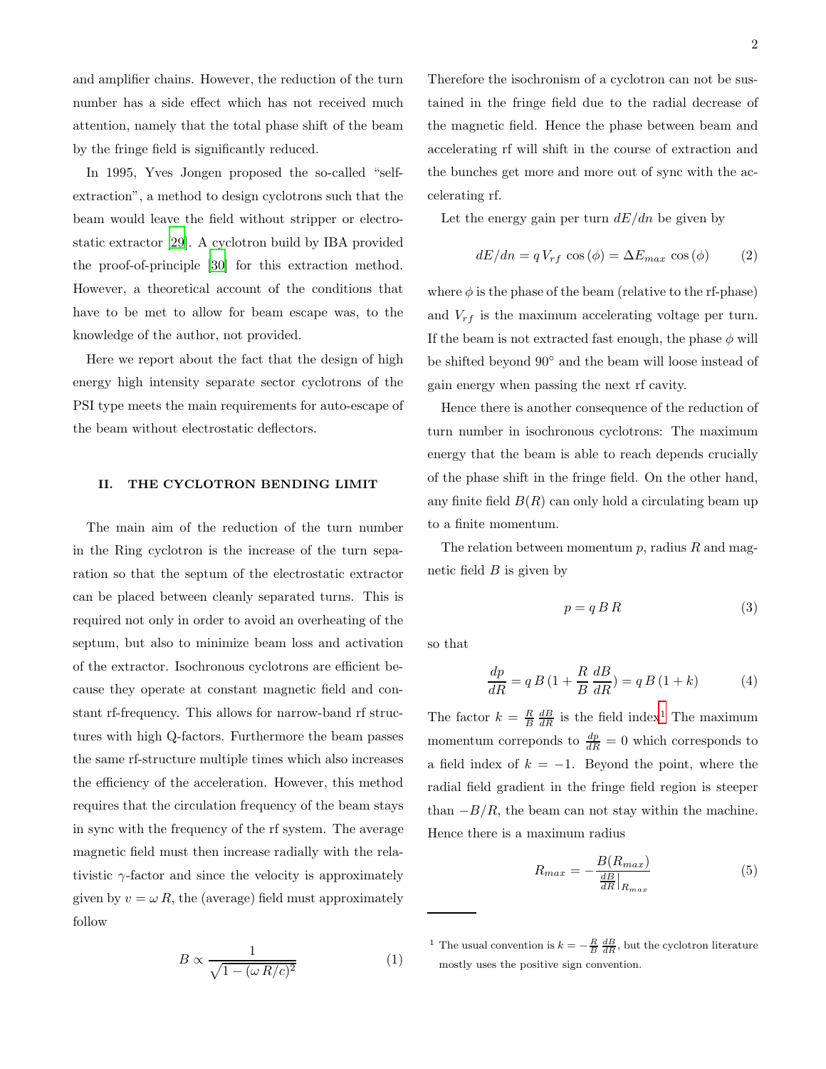and amplifier chains. However, the reduction of the turn number has a side effect which has not received much attention, namely that the total phase shift of the beam by the fringe field is significantly reduced.

In 1995, Yves Jongen proposed the so-called "self-extraction", a method to design cyclotrons such that the beam would leave the field without stripper or electrostatic extractor [29]. A cyclotron build by IBA provided the proof-of-principle [30] for this extraction method. However, a theoretical account of the conditions that have to be met to allow for beam escape was, to the knowledge of the author, not provided.

Here we report about the fact that the design of high energy high intensity separate sector cyclotrons of the PSI type meets the main requirements for auto-escape of the beam without electrostatic deflectors.

## II. THE CYCLOTRON BENDING LIMIT

The main aim of the reduction of the turn number in the Ring cyclotron is the increase of the turn separation so that the septum of the electrostatic extractor can be placed between cleanly separated turns. This is required not only in order to avoid an overheating of the septum, but also to minimize beam loss and activation of the extractor. Isochronous cyclotrons are efficient because they operate at constant magnetic field and constant rf-frequency. This allows for narrow-band rf structures with high Q-factors. Furthermore the beam passes the same rf-structure multiple times which also increases the efficiency of the acceleration. However, this method requires that the circulation frequency of the beam stays in sync with the frequency of the rf system. The average magnetic field must then increase radially with the relativistic $\gamma$-factor and since the velocity is approximately given by $v = \omega\, R$, the (average) field must approximately follow

$$B \propto \frac{1}{\sqrt{1-(\omega\, R/c)^2}} \tag{1}$$

Therefore the isochronism of a cyclotron can not be sustained in the fringe field due to the radial decrease of the magnetic field. Hence the phase between beam and accelerating rf will shift in the course of extraction and the bunches get more and more out of sync with the accelerating rf.

Let the energy gain per turn $dE/dn$ be given by

$$dE/dn = q\, V_{rf}\, \cos{(\phi)} = \Delta E_{max}\, \cos{(\phi)} \tag{2}$$

where $\phi$ is the phase of the beam (relative to the rf-phase) and $V_{rf}$ is the maximum accelerating voltage per turn. If the beam is not extracted fast enough, the phase $\phi$ will be shifted beyond $90^\circ$ and the beam will loose instead of gain energy when passing the next rf cavity.

Hence there is another consequence of the reduction of turn number in isochronous cyclotrons: The maximum energy that the beam is able to reach depends crucially of the phase shift in the fringe field. On the other hand, any finite field $B(R)$ can only hold a circulating beam up to a finite momentum.

The relation between momentum $p$, radius $R$ and magnetic field $B$ is given by

$$p = q\, B\, R \tag{3}$$

so that

$$\frac{dp}{dR} = q\, B\, (1 + \frac{R}{B}\, \frac{dB}{dR}) = q\, B\, (1 + k) \tag{4}$$

The factor $k = \frac{R}{B}\, \frac{dB}{dR}$ is the field index[1] The maximum momentum correponds to $\frac{dp}{dR} = 0$ which corresponds to a field index of $k = -1$. Beyond the point, where the radial field gradient in the fringe field region is steeper than $-B/R$, the beam can not stay within the machine. Hence there is a maximum radius

$$R_{max} = -\frac{B(R_{max})}{\frac{dB}{dR}\big|_{R_{max}}} \tag{5}$$

[1] The usual convention is $k = -\frac{R}{B}\, \frac{dB}{dR}$, but the cyclotron literature mostly uses the positive sign convention.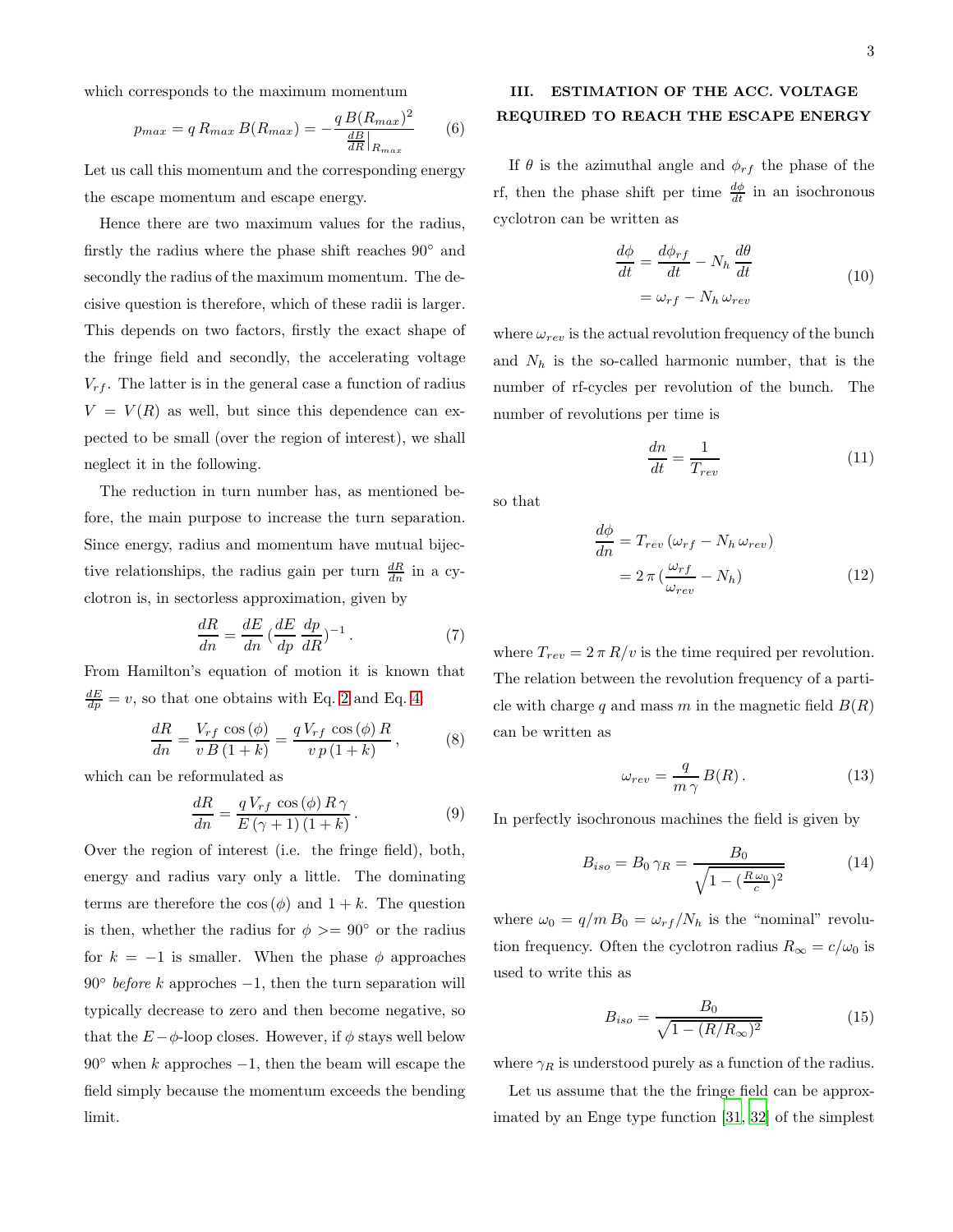which corresponds to the maximum momentum

$$p_{max} = q\,R_{max}\,B(R_{max}) = -\frac{q\,B(R_{max})^2}{\frac{dB}{dR}\big|_{R_{max}}} \tag{6}$$

Let us call this momentum and the corresponding energy the escape momentum and escape energy.

Hence there are two maximum values for the radius, firstly the radius where the phase shift reaches 90° and secondly the radius of the maximum momentum. The decisive question is therefore, which of these radii is larger. This depends on two factors, firstly the exact shape of the fringe field and secondly, the accelerating voltage $V_{rf}$. The latter is in the general case a function of radius $V = V(R)$ as well, but since this dependence can expected to be small (over the region of interest), we shall neglect it in the following.

The reduction in turn number has, as mentioned before, the main purpose to increase the turn separation. Since energy, radius and momentum have mutual bijective relationships, the radius gain per turn $\frac{dR}{dn}$ in a cyclotron is, in sectorless approximation, given by

$$\frac{dR}{dn} = \frac{dE}{dn}\,(\frac{dE}{dp}\,\frac{dp}{dR})^{-1}\,. \tag{7}$$

From Hamilton's equation of motion it is known that $\frac{dE}{dp} = v$, so that one obtains with Eq. 2 and Eq. 4

$$\frac{dR}{dn} = \frac{V_{rf}\,\cos(\phi)}{v\,B\,(1+k)} = \frac{q\,V_{rf}\,\cos(\phi)\,R}{v\,p\,(1+k)}\,, \tag{8}$$

which can be reformulated as

$$\frac{dR}{dn} = \frac{q\,V_{rf}\,\cos(\phi)\,R\,\gamma}{E\,(\gamma+1)\,(1+k)}\,. \tag{9}$$

Over the region of interest (i.e. the fringe field), both, energy and radius vary only a little. The dominating terms are therefore the $\cos(\phi)$ and $1+k$. The question is then, whether the radius for $\phi >= 90°$ or the radius for $k = -1$ is smaller. When the phase $\phi$ approaches 90° *before* $k$ approches $-1$, then the turn separation will typically decrease to zero and then become negative, so that the $E-\phi$-loop closes. However, if $\phi$ stays well below 90° when $k$ approches $-1$, then the beam will escape the field simply because the momentum exceeds the bending limit.

## III. ESTIMATION OF THE ACC. VOLTAGE REQUIRED TO REACH THE ESCAPE ENERGY

If $\theta$ is the azimuthal angle and $\phi_{rf}$ the phase of the rf, then the phase shift per time $\frac{d\phi}{dt}$ in an isochronous cyclotron can be written as

$$\begin{aligned}\frac{d\phi}{dt} &= \frac{d\phi_{rf}}{dt} - N_h\,\frac{d\theta}{dt} \\ &= \omega_{rf} - N_h\,\omega_{rev}\end{aligned} \tag{10}$$

where $\omega_{rev}$ is the actual revolution frequency of the bunch and $N_h$ is the so-called harmonic number, that is the number of rf-cycles per revolution of the bunch. The number of revolutions per time is

$$\frac{dn}{dt} = \frac{1}{T_{rev}} \tag{11}$$

so that

$$\begin{aligned}\frac{d\phi}{dn} &= T_{rev}\,(\omega_{rf} - N_h\,\omega_{rev}) \\ &= 2\,\pi\,(\frac{\omega_{rf}}{\omega_{rev}} - N_h)\end{aligned} \tag{12}$$

where $T_{rev} = 2\,\pi\,R/v$ is the time required per revolution. The relation between the revolution frequency of a particle with charge $q$ and mass $m$ in the magnetic field $B(R)$ can be written as

$$\omega_{rev} = \frac{q}{m\,\gamma}\,B(R)\,. \tag{13}$$

In perfectly isochronous machines the field is given by

$$B_{iso} = B_0\,\gamma_R = \frac{B_0}{\sqrt{1-(\frac{R\,\omega_0}{c})^2}} \tag{14}$$

where $\omega_0 = q/m\,B_0 = \omega_{rf}/N_h$ is the "nominal" revolution frequency. Often the cyclotron radius $R_\infty = c/\omega_0$ is used to write this as

$$B_{iso} = \frac{B_0}{\sqrt{1-(R/R_\infty)^2}} \tag{15}$$

where $\gamma_R$ is understood purely as a function of the radius.

Let us assume that the the fringe field can be approximated by an Enge type function [31, 32] of the simplest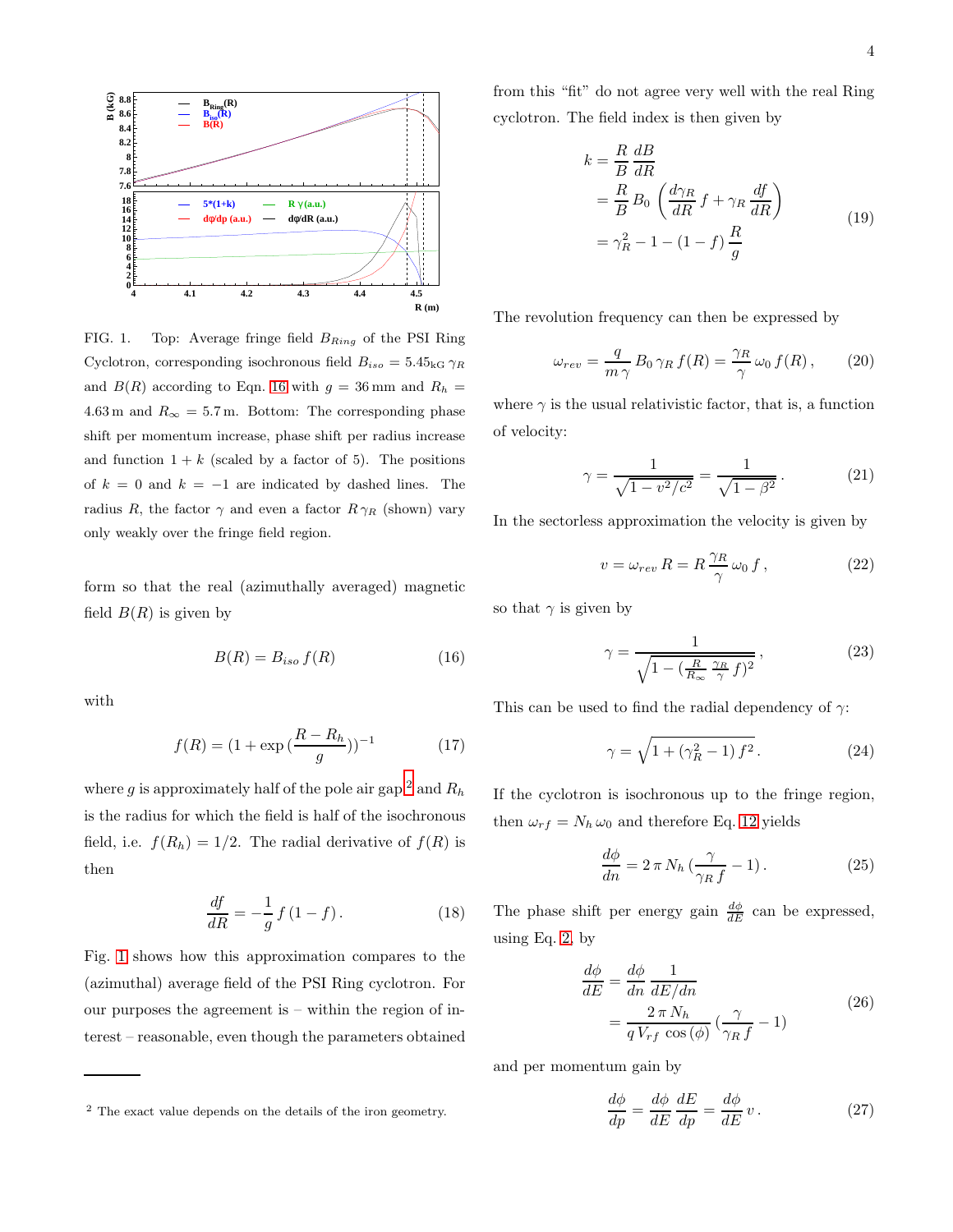FIG. 1. Top: Average fringe field $B_{Ring}$ of the PSI Ring Cyclotron, corresponding isochronous field $B_{iso} = 5.45_{\mathrm{kG}}\,\gamma_R$ and $B(R)$ according to Eqn. 16 with $g = 36\,\mathrm{mm}$ and $R_h = 4.63\,\mathrm{m}$ and $R_\infty = 5.7\,\mathrm{m}$. Bottom: The corresponding phase shift per momentum increase, phase shift per radius increase and function $1+k$ (scaled by a factor of 5). The positions of $k=0$ and $k=-1$ are indicated by dashed lines. The radius $R$, the factor $\gamma$ and even a factor $R\,\gamma_R$ (shown) vary only weakly over the fringe field region.

form so that the real (azimuthally averaged) magnetic field $B(R)$ is given by

$$B(R) = B_{iso}\,f(R) \tag{16}$$

with

$$f(R) = (1 + \exp{(\frac{R-R_h}{g})})^{-1} \tag{17}$$

where $g$ is approximately half of the pole air gap[2] and $R_h$ is the radius for which the field is half of the isochronous field, i.e. $f(R_h) = 1/2$. The radial derivative of $f(R)$ is then

$$\frac{df}{dR} = -\frac{1}{g}\,f\,(1-f)\,. \tag{18}$$

Fig. 1 shows how this approximation compares to the (azimuthal) average field of the PSI Ring cyclotron. For our purposes the agreement is – within the region of interest – reasonable, even though the parameters obtained from this "fit" do not agree very well with the real Ring cyclotron. The field index is then given by

$$\begin{aligned} k &= \frac{R}{B}\,\frac{dB}{dR} \\ &= \frac{R}{B}\,B_0\,\left(\frac{d\gamma_R}{dR}\,f + \gamma_R\,\frac{df}{dR}\right) \\ &= \gamma_R^2 - 1 - (1-f)\,\frac{R}{g} \end{aligned} \tag{19}$$

The revolution frequency can then be expressed by

$$\omega_{rev} = \frac{q}{m\,\gamma}\,B_0\,\gamma_R\,f(R) = \frac{\gamma_R}{\gamma}\,\omega_0\,f(R)\,, \tag{20}$$

where $\gamma$ is the usual relativistic factor, that is, a function of velocity:

$$\gamma = \frac{1}{\sqrt{1 - v^2/c^2}} = \frac{1}{\sqrt{1-\beta^2}}\,. \tag{21}$$

In the sectorless approximation the velocity is given by

$$v = \omega_{rev}\,R = R\,\frac{\gamma_R}{\gamma}\,\omega_0\,f\,, \tag{22}$$

so that $\gamma$ is given by

$$\gamma = \frac{1}{\sqrt{1 - (\frac{R}{R_\infty}\,\frac{\gamma_R}{\gamma}\,f)^2}}\,, \tag{23}$$

This can be used to find the radial dependency of $\gamma$:

$$\gamma = \sqrt{1 + (\gamma_R^2 - 1)\,f^2}\,. \tag{24}$$

If the cyclotron is isochronous up to the fringe region, then $\omega_{rf} = N_h\,\omega_0$ and therefore Eq. 12 yields

$$\frac{d\phi}{dn} = 2\,\pi\,N_h\,(\frac{\gamma}{\gamma_R\,f} - 1)\,. \tag{25}$$

The phase shift per energy gain $\frac{d\phi}{dE}$ can be expressed, using Eq. 2, by

$$\begin{aligned} \frac{d\phi}{dE} &= \frac{d\phi}{dn}\,\frac{1}{dE/dn} \\ &= \frac{2\,\pi\,N_h}{q\,V_{rf}\,\cos{(\phi)}}\,(\frac{\gamma}{\gamma_R\,f} - 1) \end{aligned} \tag{26}$$

and per momentum gain by

$$\frac{d\phi}{dp} = \frac{d\phi}{dE}\,\frac{dE}{dp} = \frac{d\phi}{dE}\,v\,. \tag{27}$$

[2] The exact value depends on the details of the iron geometry.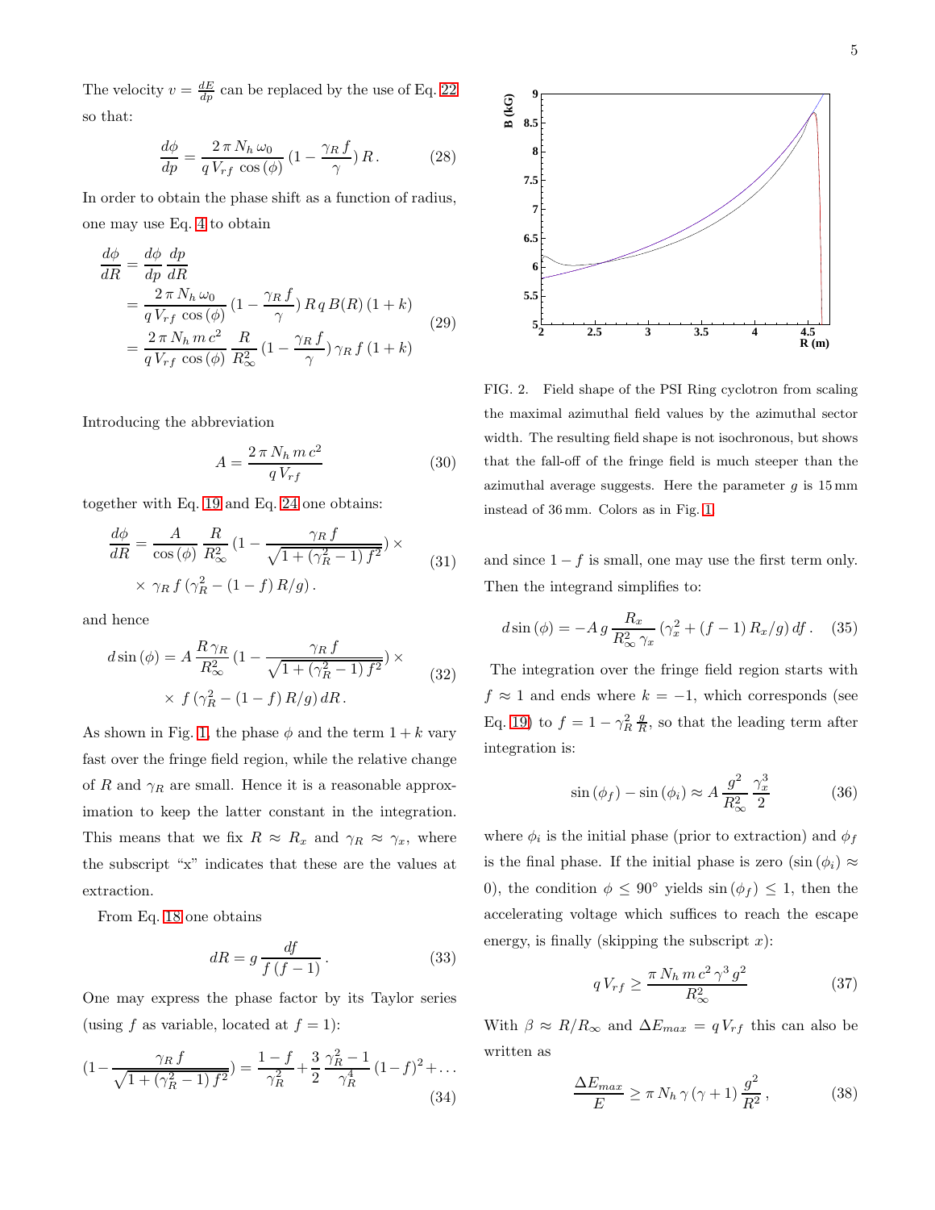The velocity $v = \frac{dE}{dp}$ can be replaced by the use of Eq. 22 so that:

$$\frac{d\phi}{dp} = \frac{2\,\pi\,N_h\,\omega_0}{q\,V_{rf}\,\cos{(\phi)}}\,(1-\frac{\gamma_R\,f}{\gamma})\,R\,. \tag{28}$$

In order to obtain the phase shift as a function of radius, one may use Eq. 4 to obtain

$$\begin{aligned}
\frac{d\phi}{dR} &= \frac{d\phi}{dp}\,\frac{dp}{dR} \\
&= \frac{2\,\pi\,N_h\,\omega_0}{q\,V_{rf}\,\cos{(\phi)}}\,(1-\frac{\gamma_R\,f}{\gamma})\,R\,q\,B(R)\,(1+k) \\
&= \frac{2\,\pi\,N_h\,m\,c^2}{q\,V_{rf}\,\cos{(\phi)}}\,\frac{R}{R_\infty^2}\,(1-\frac{\gamma_R\,f}{\gamma})\,\gamma_R\,f\,(1+k)
\end{aligned} \tag{29}$$

Introducing the abbreviation

$$A = \frac{2\,\pi\,N_h\,m\,c^2}{q\,V_{rf}} \tag{30}$$

together with Eq. 19 and Eq. 24 one obtains:

$$\begin{aligned}
\frac{d\phi}{dR} = \frac{A}{\cos{(\phi)}}\,\frac{R}{R_\infty^2}\,(1-\frac{\gamma_R\,f}{\sqrt{1+(\gamma_R^2-1)\,f^2}})\times \\
\times\;\gamma_R\,f\,(\gamma_R^2-(1-f)\,R/g)\,.
\end{aligned} \tag{31}$$

and hence

$$\begin{aligned}
d\sin{(\phi)} = A\,\frac{R\,\gamma_R}{R_\infty^2}\,(1-\frac{\gamma_R\,f}{\sqrt{1+(\gamma_R^2-1)\,f^2}})\times \\
\times\;f\,(\gamma_R^2-(1-f)\,R/g)\,dR\,.
\end{aligned} \tag{32}$$

As shown in Fig. 1, the phase $\phi$ and the term $1+k$ vary fast over the fringe field region, while the relative change of $R$ and $\gamma_R$ are small. Hence it is a reasonable approximation to keep the latter constant in the integration. This means that we fix $R \approx R_x$ and $\gamma_R \approx \gamma_x$, where the subscript "x" indicates that these are the values at extraction.

From Eq. 18 one obtains

$$dR = g\,\frac{df}{f\,(f-1)}\,. \tag{33}$$

One may express the phase factor by its Taylor series (using $f$ as variable, located at $f=1$):

$$(1-\frac{\gamma_R\,f}{\sqrt{1+(\gamma_R^2-1)\,f^2}}) = \frac{1-f}{\gamma_R^2}+\frac{3}{2}\,\frac{\gamma_R^2-1}{\gamma_R^4}\,(1-f)^2+\dots \tag{34}$$

FIG. 2. Field shape of the PSI Ring cyclotron from scaling the maximal azimuthal field values by the azimuthal sector width. The resulting field shape is not isochronous, but shows that the fall-off of the fringe field is much steeper than the azimuthal average suggests. Here the parameter $g$ is 15 mm instead of 36 mm. Colors as in Fig. 1.

and since $1-f$ is small, one may use the first term only. Then the integrand simplifies to:

$$d\sin{(\phi)} = -A\,g\,\frac{R_x}{R_\infty^2\,\gamma_x}\,(\gamma_x^2+(f-1)\,R_x/g)\,df\,. \tag{35}$$

The integration over the fringe field region starts with $f \approx 1$ and ends where $k=-1$, which corresponds (see Eq. 19) to $f = 1-\gamma_R^2\,\frac{g}{R}$, so that the leading term after integration is:

$$\sin{(\phi_f)}-\sin{(\phi_i)} \approx A\,\frac{g^2}{R_\infty^2}\,\frac{\gamma_x^3}{2} \tag{36}$$

where $\phi_i$ is the initial phase (prior to extraction) and $\phi_f$ is the final phase. If the initial phase is zero ($\sin{(\phi_i)} \approx 0$), the condition $\phi \leq 90^\circ$ yields $\sin{(\phi_f)} \leq 1$, then the accelerating voltage which suffices to reach the escape energy, is finally (skipping the subscript $x$):

$$q\,V_{rf} \geq \frac{\pi\,N_h\,m\,c^2\,\gamma^3\,g^2}{R_\infty^2} \tag{37}$$

With $\beta \approx R/R_\infty$ and $\Delta E_{max} = q\,V_{rf}$ this can also be written as

$$\frac{\Delta E_{max}}{E} \geq \pi\,N_h\,\gamma\,(\gamma+1)\,\frac{g^2}{R^2}\,, \tag{38}$$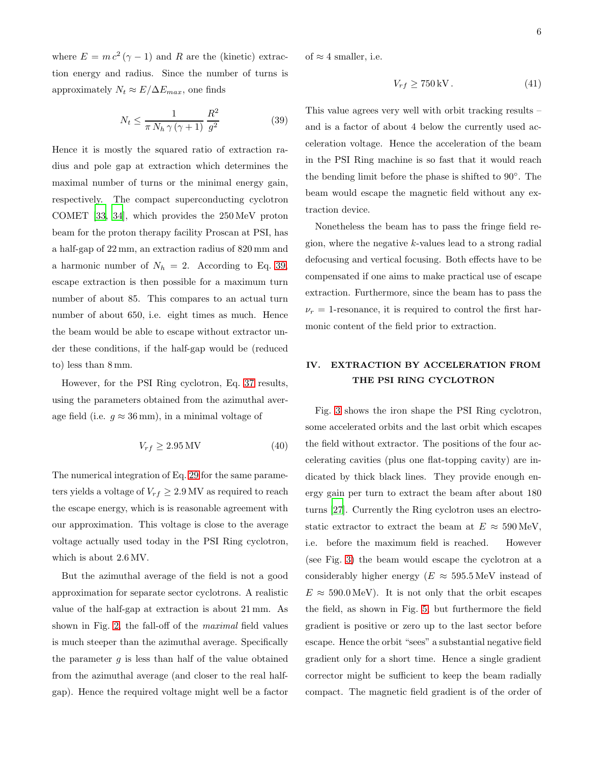where $E = m\,c^2\,(\gamma - 1)$ and $R$ are the (kinetic) extraction energy and radius. Since the number of turns is approximately $N_t \approx E/\Delta E_{max}$, one finds

$$N_t \leq \frac{1}{\pi\, N_h\, \gamma\,(\gamma+1)}\, \frac{R^2}{g^2} \tag{39}$$

Hence it is mostly the squared ratio of extraction radius and pole gap at extraction which determines the maximal number of turns or the minimal energy gain, respectively. The compact superconducting cyclotron COMET [33, 34], which provides the 250 MeV proton beam for the proton therapy facility Proscan at PSI, has a half-gap of 22 mm, an extraction radius of 820 mm and a harmonic number of $N_h = 2$. According to Eq. 39, escape extraction is then possible for a maximum turn number of about 85. This compares to an actual turn number of about 650, i.e. eight times as much. Hence the beam would be able to escape without extractor under these conditions, if the half-gap would be (reduced to) less than 8 mm.

However, for the PSI Ring cyclotron, Eq. 37 results, using the parameters obtained from the azimuthal average field (i.e. $g \approx 36$ mm), in a minimal voltage of

$$V_{rf} \geq 2.95\,\mathrm{MV} \tag{40}$$

The numerical integration of Eq. 29 for the same parameters yields a voltage of $V_{rf} \geq 2.9$ MV as required to reach the escape energy, which is is reasonable agreement with our approximation. This voltage is close to the average voltage actually used today in the PSI Ring cyclotron, which is about 2.6 MV.

But the azimuthal average of the field is not a good approximation for separate sector cyclotrons. A realistic value of the half-gap at extraction is about 21 mm. As shown in Fig. 2, the fall-off of the *maximal* field values is much steeper than the azimuthal average. Specifically the parameter $g$ is less than half of the value obtained from the azimuthal average (and closer to the real half-gap). Hence the required voltage might well be a factor of $\approx 4$ smaller, i.e.

$$V_{rf} \geq 750\,\mathrm{kV}\,. \tag{41}$$

This value agrees very well with orbit tracking results – and is a factor of about 4 below the currently used acceleration voltage. Hence the acceleration of the beam in the PSI Ring machine is so fast that it would reach the bending limit before the phase is shifted to 90°. The beam would escape the magnetic field without any extraction device.

Nonetheless the beam has to pass the fringe field region, where the negative $k$-values lead to a strong radial defocusing and vertical focusing. Both effects have to be compensated if one aims to make practical use of escape extraction. Furthermore, since the beam has to pass the $\nu_r = 1$-resonance, it is required to control the first harmonic content of the field prior to extraction.

## IV. EXTRACTION BY ACCELERATION FROM THE PSI RING CYCLOTRON

Fig. 3 shows the iron shape the PSI Ring cyclotron, some accelerated orbits and the last orbit which escapes the field without extractor. The positions of the four accelerating cavities (plus one flat-topping cavity) are indicated by thick black lines. They provide enough energy gain per turn to extract the beam after about 180 turns [27]. Currently the Ring cyclotron uses an electrostatic extractor to extract the beam at $E \approx 590$ MeV, i.e. before the maximum field is reached. However (see Fig. 3) the beam would escape the cyclotron at a considerably higher energy ($E \approx 595.5$ MeV instead of $E \approx 590.0$ MeV). It is not only that the orbit escapes the field, as shown in Fig. 5, but furthermore the field gradient is positive or zero up to the last sector before escape. Hence the orbit "sees" a substantial negative field gradient only for a short time. Hence a single gradient corrector might be sufficient to keep the beam radially compact. The magnetic field gradient is of the order of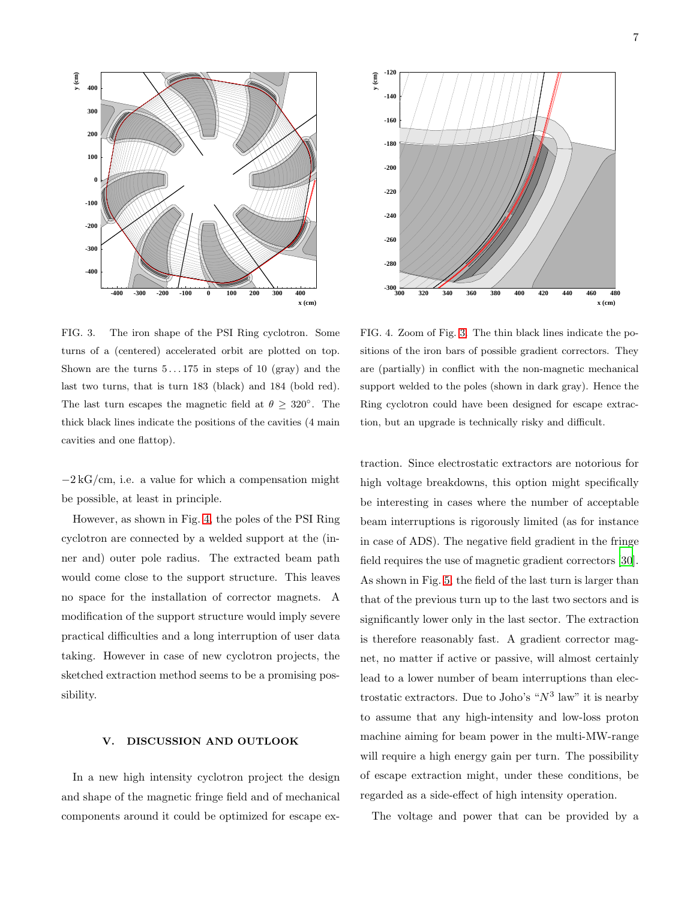FIG. 3. The iron shape of the PSI Ring cyclotron. Some turns of a (centered) accelerated orbit are plotted on top. Shown are the turns $5 \ldots 175$ in steps of 10 (gray) and the last two turns, that is turn 183 (black) and 184 (bold red). The last turn escapes the magnetic field at $\theta \geq 320°$. The thick black lines indicate the positions of the cavities (4 main cavities and one flattop).

FIG. 4. Zoom of Fig. 3. The thin black lines indicate the positions of the iron bars of possible gradient correctors. They are (partially) in conflict with the non-magnetic mechanical support welded to the poles (shown in dark gray). Hence the Ring cyclotron could have been designed for escape extraction, but an upgrade is technically risky and difficult.

$-2\,\mathrm{kG/cm}$, i.e. a value for which a compensation might be possible, at least in principle.

However, as shown in Fig. 4, the poles of the PSI Ring cyclotron are connected by a welded support at the (inner and) outer pole radius. The extracted beam path would come close to the support structure. This leaves no space for the installation of corrector magnets. A modification of the support structure would imply severe practical difficulties and a long interruption of user data taking. However in case of new cyclotron projects, the sketched extraction method seems to be a promising possibility.

## V. DISCUSSION AND OUTLOOK

In a new high intensity cyclotron project the design and shape of the magnetic fringe field and of mechanical components around it could be optimized for escape extraction. Since electrostatic extractors are notorious for high voltage breakdowns, this option might specifically be interesting in cases where the number of acceptable beam interruptions is rigorously limited (as for instance in case of ADS). The negative field gradient in the fringe field requires the use of magnetic gradient correctors [30]. As shown in Fig. 5, the field of the last turn is larger than that of the previous turn up to the last two sectors and is significantly lower only in the last sector. The extraction is therefore reasonably fast. A gradient corrector magnet, no matter if active or passive, will almost certainly lead to a lower number of beam interruptions than electrostatic extractors. Due to Joho's "$N^3$ law" it is nearby to assume that any high-intensity and low-loss proton machine aiming for beam power in the multi-MW-range will require a high energy gain per turn. The possibility of escape extraction might, under these conditions, be regarded as a side-effect of high intensity operation.

The voltage and power that can be provided by a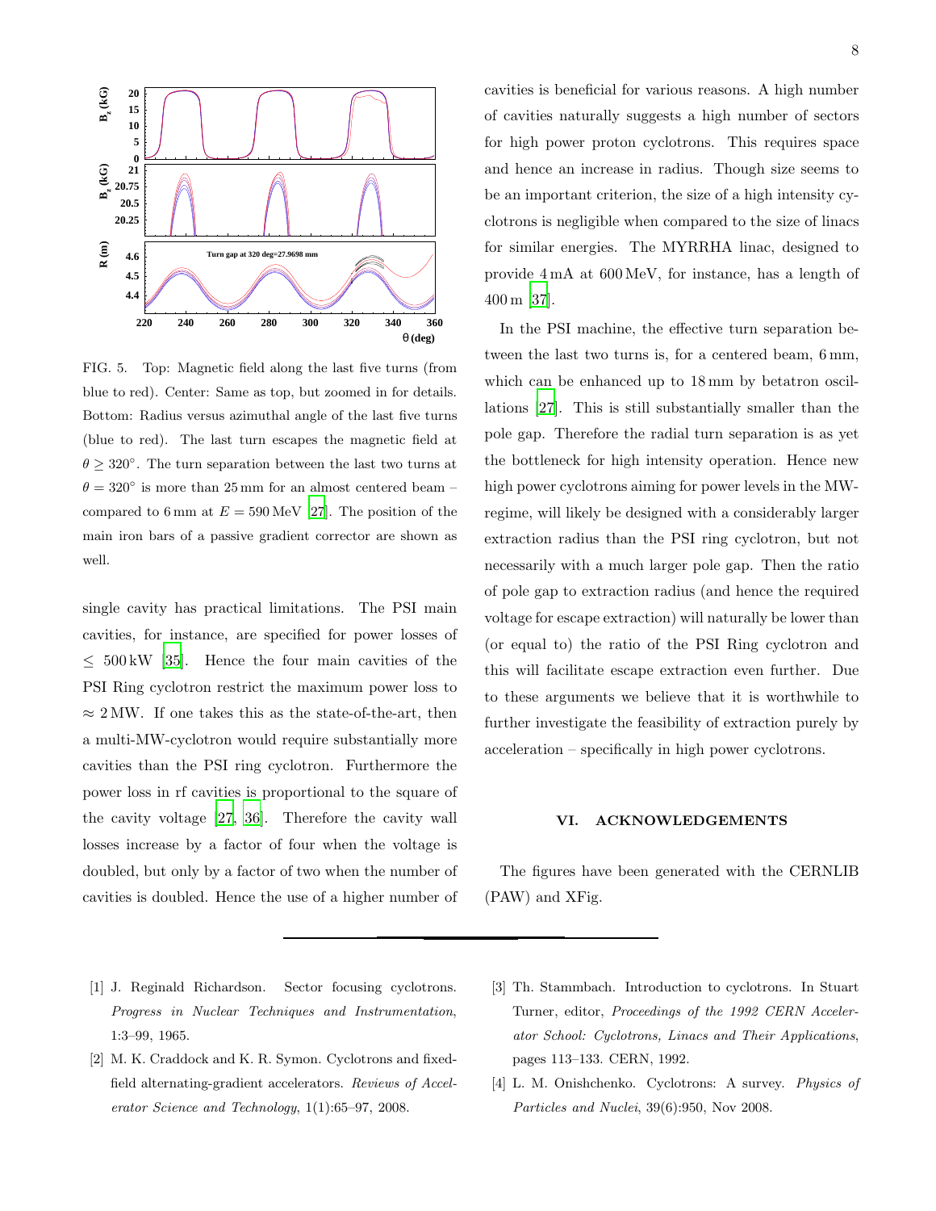FIG. 5. Top: Magnetic field along the last five turns (from blue to red). Center: Same as top, but zoomed in for details. Bottom: Radius versus azimuthal angle of the last five turns (blue to red). The last turn escapes the magnetic field at $\theta \geq 320°$. The turn separation between the last two turns at $\theta = 320°$ is more than 25 mm for an almost centered beam – compared to 6 mm at $E = 590$ MeV [27]. The position of the main iron bars of a passive gradient corrector are shown as well.

single cavity has practical limitations. The PSI main cavities, for instance, are specified for power losses of $\leq$ 500 kW [35]. Hence the four main cavities of the PSI Ring cyclotron restrict the maximum power loss to $\approx$ 2 MW. If one takes this as the state-of-the-art, then a multi-MW-cyclotron would require substantially more cavities than the PSI ring cyclotron. Furthermore the power loss in rf cavities is proportional to the square of the cavity voltage [27, 36]. Therefore the cavity wall losses increase by a factor of four when the voltage is doubled, but only by a factor of two when the number of cavities is doubled. Hence the use of a higher number of cavities is beneficial for various reasons. A high number of cavities naturally suggests a high number of sectors for high power proton cyclotrons. This requires space and hence an increase in radius. Though size seems to be an important criterion, the size of a high intensity cyclotrons is negligible when compared to the size of linacs for similar energies. The MYRRHA linac, designed to provide 4 mA at 600 MeV, for instance, has a length of 400 m [37].

In the PSI machine, the effective turn separation between the last two turns is, for a centered beam, 6 mm, which can be enhanced up to 18 mm by betatron oscillations [27]. This is still substantially smaller than the pole gap. Therefore the radial turn separation is as yet the bottleneck for high intensity operation. Hence new high power cyclotrons aiming for power levels in the MW-regime, will likely be designed with a considerably larger extraction radius than the PSI ring cyclotron, but not necessarily with a much larger pole gap. Then the ratio of pole gap to extraction radius (and hence the required voltage for escape extraction) will naturally be lower than (or equal to) the ratio of the PSI Ring cyclotron and this will facilitate escape extraction even further. Due to these arguments we believe that it is worthwhile to further investigate the feasibility of extraction purely by acceleration – specifically in high power cyclotrons.

## VI. ACKNOWLEDGEMENTS

The figures have been generated with the CERNLIB (PAW) and XFig.

---

[1] J. Reginald Richardson. Sector focusing cyclotrons. *Progress in Nuclear Techniques and Instrumentation*, 1:3–99, 1965.

[2] M. K. Craddock and K. R. Symon. Cyclotrons and fixed-field alternating-gradient accelerators. *Reviews of Accelerator Science and Technology*, 1(1):65–97, 2008.

[3] Th. Stammbach. Introduction to cyclotrons. In Stuart Turner, editor, *Proceedings of the 1992 CERN Accelerator School: Cyclotrons, Linacs and Their Applications*, pages 113–133. CERN, 1992.

[4] L. M. Onishchenko. Cyclotrons: A survey. *Physics of Particles and Nuclei*, 39(6):950, Nov 2008.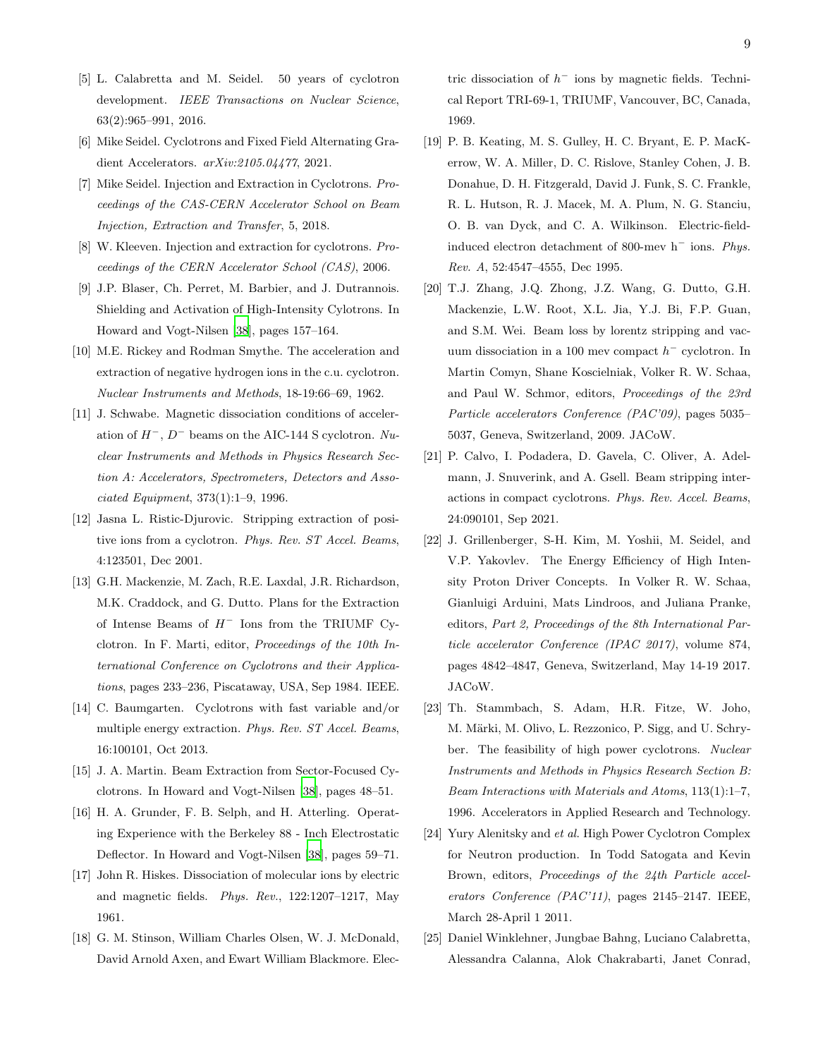[5] L. Calabretta and M. Seidel. 50 years of cyclotron development. *IEEE Transactions on Nuclear Science*, 63(2):965–991, 2016.

[6] Mike Seidel. Cyclotrons and Fixed Field Alternating Gradient Accelerators. *arXiv:2105.04477*, 2021.

[7] Mike Seidel. Injection and Extraction in Cyclotrons. *Proceedings of the CAS-CERN Accelerator School on Beam Injection, Extraction and Transfer*, 5, 2018.

[8] W. Kleeven. Injection and extraction for cyclotrons. *Proceedings of the CERN Accelerator School (CAS)*, 2006.

[9] J.P. Blaser, Ch. Perret, M. Barbier, and J. Dutrannois. Shielding and Activation of High-Intensity Cylotrons. In Howard and Vogt-Nilsen [38], pages 157–164.

[10] M.E. Rickey and Rodman Smythe. The acceleration and extraction of negative hydrogen ions in the c.u. cyclotron. *Nuclear Instruments and Methods*, 18-19:66–69, 1962.

[11] J. Schwabe. Magnetic dissociation conditions of acceleration of $H^-$, $D^-$ beams on the AIC-144 S cyclotron. *Nuclear Instruments and Methods in Physics Research Section A: Accelerators, Spectrometers, Detectors and Associated Equipment*, 373(1):1–9, 1996.

[12] Jasna L. Ristic-Djurovic. Stripping extraction of positive ions from a cyclotron. *Phys. Rev. ST Accel. Beams*, 4:123501, Dec 2001.

[13] G.H. Mackenzie, M. Zach, R.E. Laxdal, J.R. Richardson, M.K. Craddock, and G. Dutto. Plans for the Extraction of Intense Beams of $H^-$ Ions from the TRIUMF Cyclotron. In F. Marti, editor, *Proceedings of the 10th International Conference on Cyclotrons and their Applications*, pages 233–236, Piscataway, USA, Sep 1984. IEEE.

[14] C. Baumgarten. Cyclotrons with fast variable and/or multiple energy extraction. *Phys. Rev. ST Accel. Beams*, 16:100101, Oct 2013.

[15] J. A. Martin. Beam Extraction from Sector-Focused Cyclotrons. In Howard and Vogt-Nilsen [38], pages 48–51.

[16] H. A. Grunder, F. B. Selph, and H. Atterling. Operating Experience with the Berkeley 88 - Inch Electrostatic Deflector. In Howard and Vogt-Nilsen [38], pages 59–71.

[17] John R. Hiskes. Dissociation of molecular ions by electric and magnetic fields. *Phys. Rev.*, 122:1207–1217, May 1961.

[18] G. M. Stinson, William Charles Olsen, W. J. McDonald, David Arnold Axen, and Ewart William Blackmore. Electric dissociation of $h^-$ ions by magnetic fields. Technical Report TRI-69-1, TRIUMF, Vancouver, BC, Canada, 1969.

[19] P. B. Keating, M. S. Gulley, H. C. Bryant, E. P. MacKerrow, W. A. Miller, D. C. Rislove, Stanley Cohen, J. B. Donahue, D. H. Fitzgerald, David J. Funk, S. C. Frankle, R. L. Hutson, R. J. Macek, M. A. Plum, N. G. Stanciu, O. B. van Dyck, and C. A. Wilkinson. Electric-field-induced electron detachment of 800-mev $h^-$ ions. *Phys. Rev. A*, 52:4547–4555, Dec 1995.

[20] T.J. Zhang, J.Q. Zhong, J.Z. Wang, G. Dutto, G.H. Mackenzie, L.W. Root, X.L. Jia, Y.J. Bi, F.P. Guan, and S.M. Wei. Beam loss by lorentz stripping and vacuum dissociation in a 100 mev compact $h^-$ cyclotron. In Martin Comyn, Shane Koscielniak, Volker R. W. Schaa, and Paul W. Schmor, editors, *Proceedings of the 23rd Particle accelerators Conference (PAC'09)*, pages 5035–5037, Geneva, Switzerland, 2009. JACoW.

[21] P. Calvo, I. Podadera, D. Gavela, C. Oliver, A. Adelmann, J. Snuverink, and A. Gsell. Beam stripping interactions in compact cyclotrons. *Phys. Rev. Accel. Beams*, 24:090101, Sep 2021.

[22] J. Grillenberger, S-H. Kim, M. Yoshii, M. Seidel, and V.P. Yakovlev. The Energy Efficiency of High Intensity Proton Driver Concepts. In Volker R. W. Schaa, Gianluigi Arduini, Mats Lindroos, and Juliana Pranke, editors, *Part 2, Proceedings of the 8th International Particle accelerator Conference (IPAC 2017)*, volume 874, pages 4842–4847, Geneva, Switzerland, May 14-19 2017. JACoW.

[23] Th. Stammbach, S. Adam, H.R. Fitze, W. Joho, M. Märki, M. Olivo, L. Rezzonico, P. Sigg, and U. Schryber. The feasibility of high power cyclotrons. *Nuclear Instruments and Methods in Physics Research Section B: Beam Interactions with Materials and Atoms*, 113(1):1–7, 1996. Accelerators in Applied Research and Technology.

[24] Yury Alenitsky and *et al.* High Power Cyclotron Complex for Neutron production. In Todd Satogata and Kevin Brown, editors, *Proceedings of the 24th Particle accelerators Conference (PAC'11)*, pages 2145–2147. IEEE, March 28-April 1 2011.

[25] Daniel Winklehner, Jungbae Bahng, Luciano Calabretta, Alessandra Calanna, Alok Chakrabarti, Janet Conrad,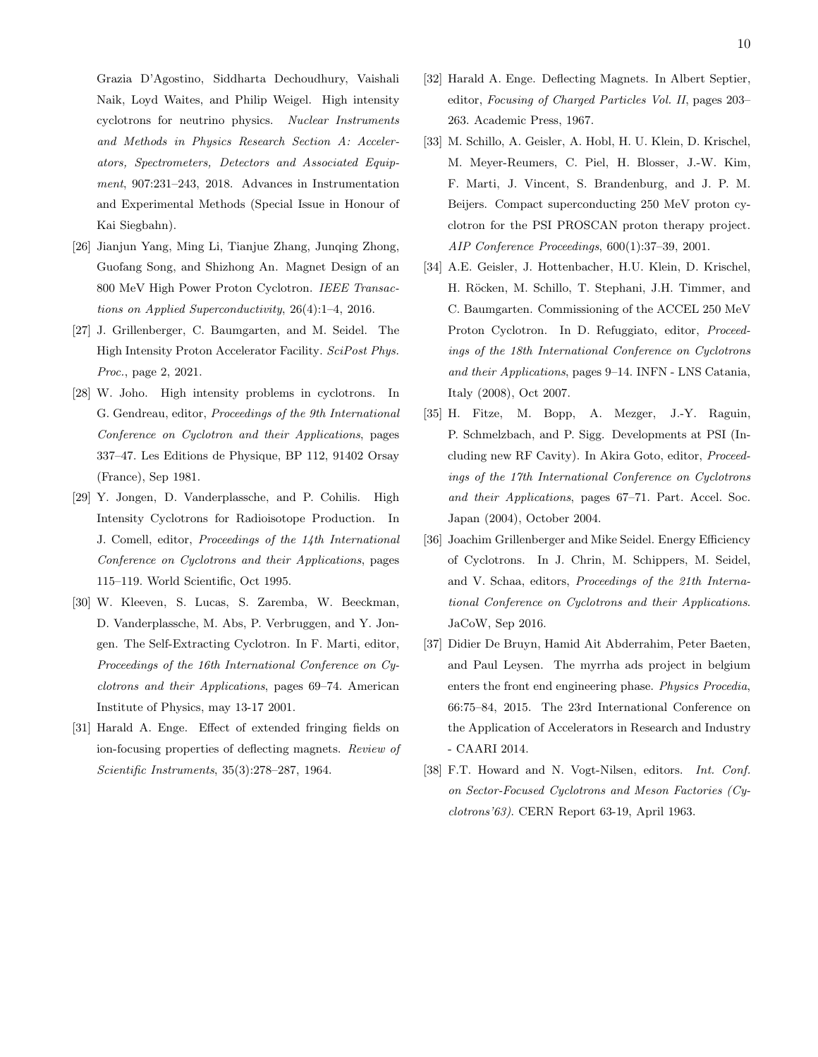Grazia D'Agostino, Siddharta Dechoudhury, Vaishali Naik, Loyd Waites, and Philip Weigel. High intensity cyclotrons for neutrino physics. *Nuclear Instruments and Methods in Physics Research Section A: Accelerators, Spectrometers, Detectors and Associated Equipment*, 907:231–243, 2018. Advances in Instrumentation and Experimental Methods (Special Issue in Honour of Kai Siegbahn).

[26] Jianjun Yang, Ming Li, Tianjue Zhang, Junqing Zhong, Guofang Song, and Shizhong An. Magnet Design of an 800 MeV High Power Proton Cyclotron. *IEEE Transactions on Applied Superconductivity*, 26(4):1–4, 2016.

[27] J. Grillenberger, C. Baumgarten, and M. Seidel. The High Intensity Proton Accelerator Facility. *SciPost Phys. Proc.*, page 2, 2021.

[28] W. Joho. High intensity problems in cyclotrons. In G. Gendreau, editor, *Proceedings of the 9th International Conference on Cyclotron and their Applications*, pages 337–47. Les Editions de Physique, BP 112, 91402 Orsay (France), Sep 1981.

[29] Y. Jongen, D. Vanderplassche, and P. Cohilis. High Intensity Cyclotrons for Radioisotope Production. In J. Comell, editor, *Proceedings of the 14th International Conference on Cyclotrons and their Applications*, pages 115–119. World Scientific, Oct 1995.

[30] W. Kleeven, S. Lucas, S. Zaremba, W. Beeckman, D. Vanderplassche, M. Abs, P. Verbruggen, and Y. Jongen. The Self-Extracting Cyclotron. In F. Marti, editor, *Proceedings of the 16th International Conference on Cyclotrons and their Applications*, pages 69–74. American Institute of Physics, may 13-17 2001.

[31] Harald A. Enge. Effect of extended fringing fields on ion-focusing properties of deflecting magnets. *Review of Scientific Instruments*, 35(3):278–287, 1964.

[32] Harald A. Enge. Deflecting Magnets. In Albert Septier, editor, *Focusing of Charged Particles Vol. II*, pages 203–263. Academic Press, 1967.

[33] M. Schillo, A. Geisler, A. Hobl, H. U. Klein, D. Krischel, M. Meyer-Reumers, C. Piel, H. Blosser, J.-W. Kim, F. Marti, J. Vincent, S. Brandenburg, and J. P. M. Beijers. Compact superconducting 250 MeV proton cyclotron for the PSI PROSCAN proton therapy project. *AIP Conference Proceedings*, 600(1):37–39, 2001.

[34] A.E. Geisler, J. Hottenbacher, H.U. Klein, D. Krischel, H. Röcken, M. Schillo, T. Stephani, J.H. Timmer, and C. Baumgarten. Commissioning of the ACCEL 250 MeV Proton Cyclotron. In D. Refuggiato, editor, *Proceedings of the 18th International Conference on Cyclotrons and their Applications*, pages 9–14. INFN - LNS Catania, Italy (2008), Oct 2007.

[35] H. Fitze, M. Bopp, A. Mezger, J.-Y. Raguin, P. Schmelzbach, and P. Sigg. Developments at PSI (Including new RF Cavity). In Akira Goto, editor, *Proceedings of the 17th International Conference on Cyclotrons and their Applications*, pages 67–71. Part. Accel. Soc. Japan (2004), October 2004.

[36] Joachim Grillenberger and Mike Seidel. Energy Efficiency of Cyclotrons. In J. Chrin, M. Schippers, M. Seidel, and V. Schaa, editors, *Proceedings of the 21th International Conference on Cyclotrons and their Applications*. JaCoW, Sep 2016.

[37] Didier De Bruyn, Hamid Ait Abderrahim, Peter Baeten, and Paul Leysen. The myrrha ads project in belgium enters the front end engineering phase. *Physics Procedia*, 66:75–84, 2015. The 23rd International Conference on the Application of Accelerators in Research and Industry - CAARI 2014.

[38] F.T. Howard and N. Vogt-Nilsen, editors. *Int. Conf. on Sector-Focused Cyclotrons and Meson Factories (Cyclotrons'63)*. CERN Report 63-19, April 1963.